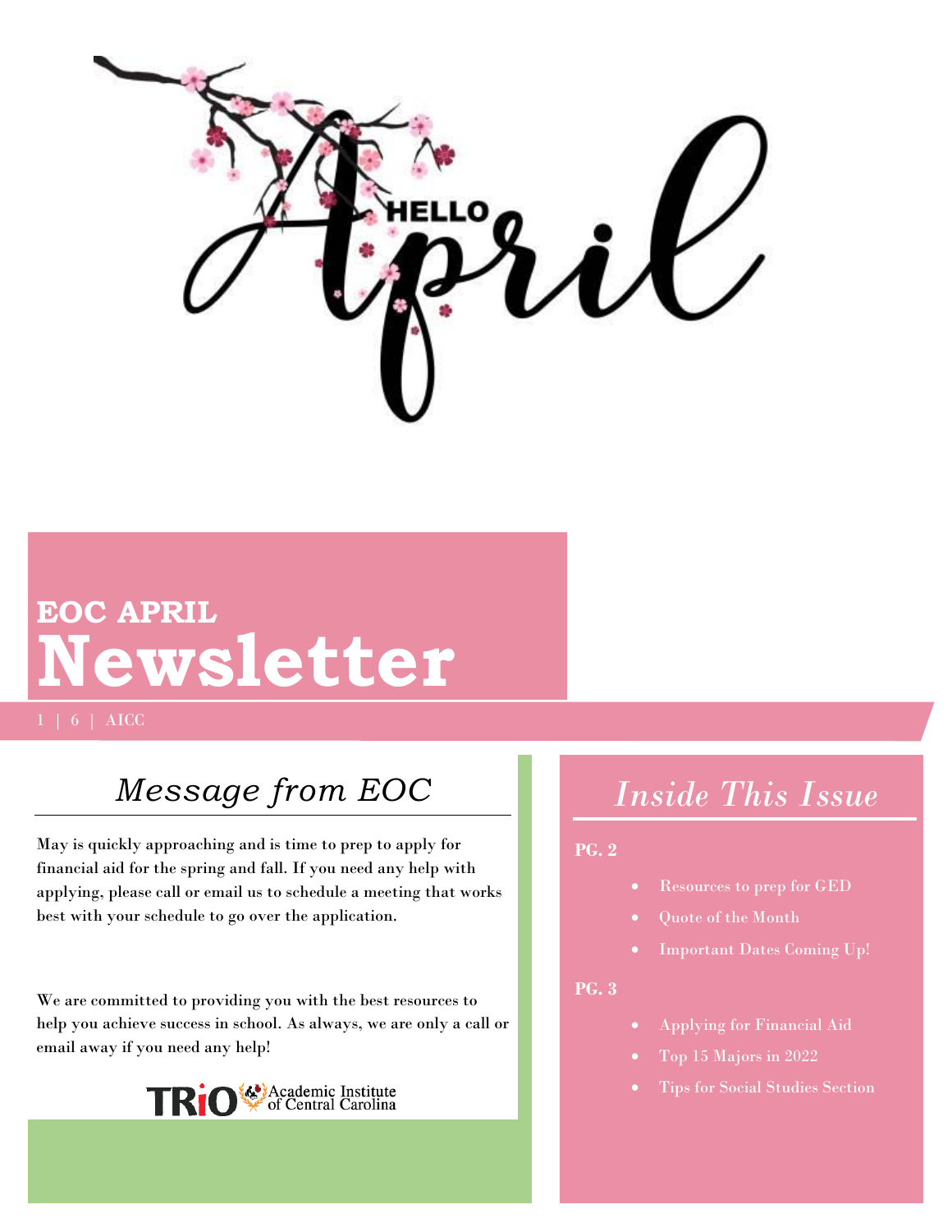# Hello April

## EOC APRIL
# Newsletter

1 | 6 | AICC

## *Message from EOC*

May is quickly approaching and is time to prep to apply for financial aid for the spring and fall. If you need any help with applying, please call or email us to schedule a meeting that works best with your schedule to go over the application.

We are committed to providing you with the best resources to help you achieve success in school. As always, we are only a call or email away if you need any help!

TRiO Academic Institute of Central Carolina

## *Inside This Issue*

**PG. 2**

- Resources to prep for GED
- Quote of the Month
- Important Dates Coming Up!

**PG. 3**

- Applying for Financial Aid
- Top 15 Majors in 2022
- Tips for Social Studies Section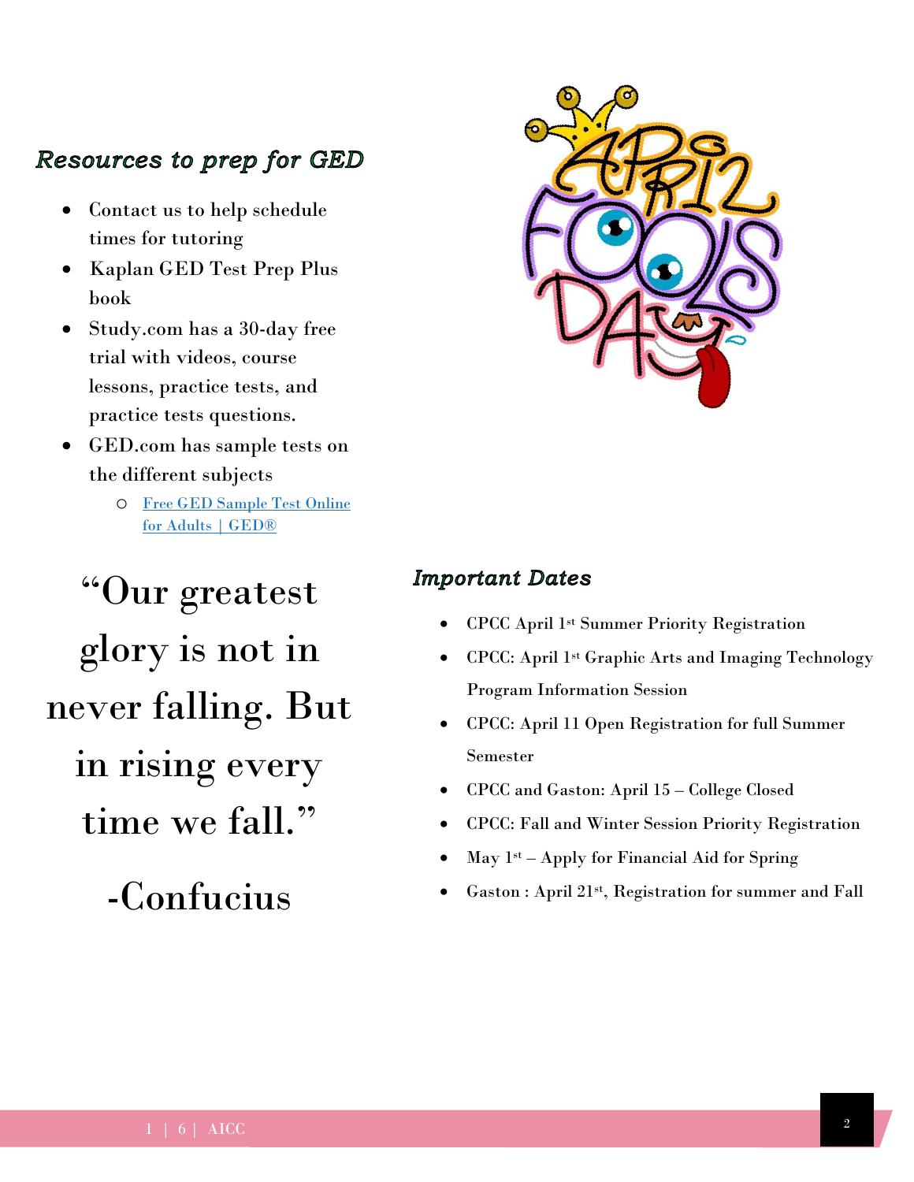## Resources to prep for GED

- Contact us to help schedule times for tutoring
- Kaplan GED Test Prep Plus book
- Study.com has a 30-day free trial with videos, course lessons, practice tests, and practice tests questions.
- GED.com has sample tests on the different subjects
    - [Free GED Sample Test Online for Adults | GED®]()

“Our greatest glory is not in never falling. But in rising every time we fall.”

-Confucius

## Important Dates

- CPCC April 1st Summer Priority Registration
- CPCC: April 1st Graphic Arts and Imaging Technology Program Information Session
- CPCC: April 11 Open Registration for full Summer Semester
- CPCC and Gaston: April 15 – College Closed
- CPCC: Fall and Winter Session Priority Registration
- May 1st – Apply for Financial Aid for Spring
- Gaston : April 21st, Registration for summer and Fall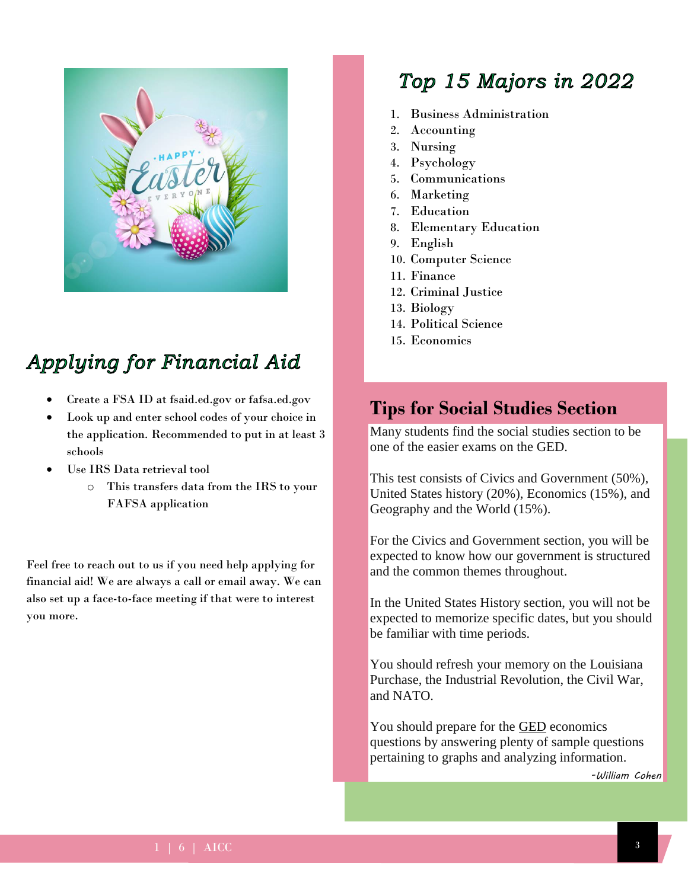## Applying for Financial Aid

- Create a FSA ID at fsaid.ed.gov or fafsa.ed.gov
- Look up and enter school codes of your choice in the application. Recommended to put in at least 3 schools
- Use IRS Data retrieval tool
  - This transfers data from the IRS to your FAFSA application

Feel free to reach out to us if you need help applying for financial aid! We are always a call or email away. We can also set up a face-to-face meeting if that were to interest you more.

## Top 15 Majors in 2022

1. Business Administration
2. Accounting
3. Nursing
4. Psychology
5. Communications
6. Marketing
7. Education
8. Elementary Education
9. English
10. Computer Science
11. Finance
12. Criminal Justice
13. Biology
14. Political Science
15. Economics

## Tips for Social Studies Section

Many students find the social studies section to be one of the easier exams on the GED.

This test consists of Civics and Government (50%), United States history (20%), Economics (15%), and Geography and the World (15%).

For the Civics and Government section, you will be expected to know how our government is structured and the common themes throughout.

In the United States History section, you will not be expected to memorize specific dates, but you should be familiar with time periods.

You should refresh your memory on the Louisiana Purchase, the Industrial Revolution, the Civil War, and NATO.

You should prepare for the GED economics questions by answering plenty of sample questions pertaining to graphs and analyzing information.

*-William Cohen*